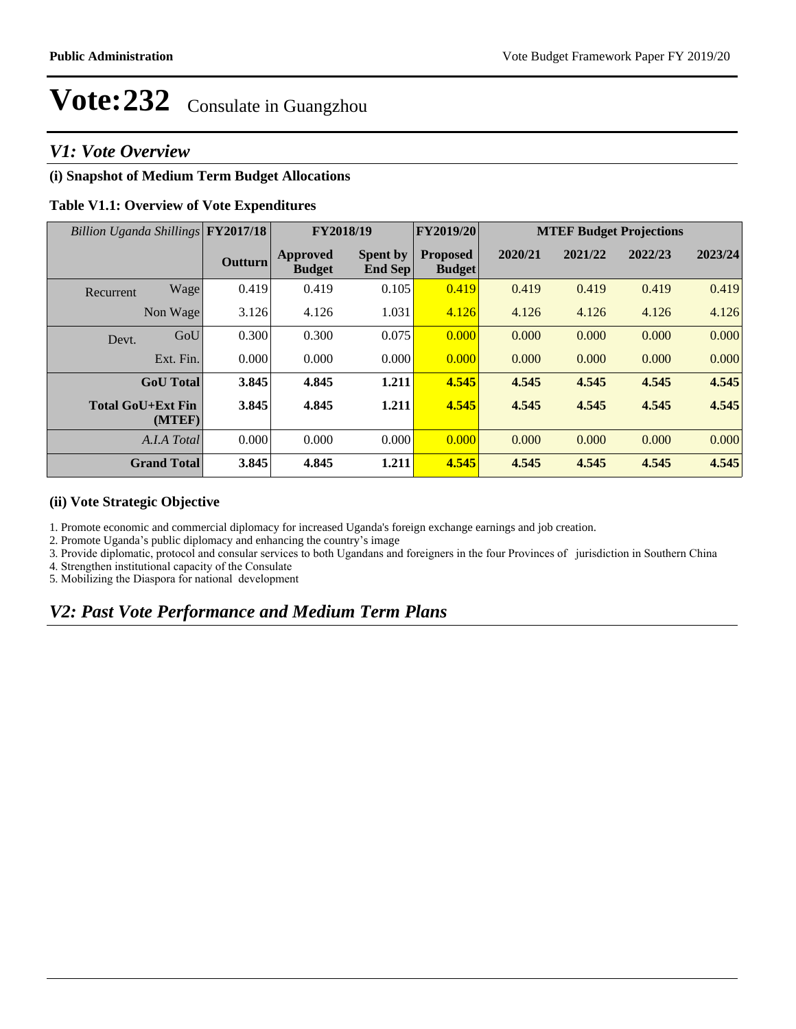# Vote:232 Consulate in Guangzhou

## V1: Vote Overview

### (i) Snapshot of Medium Term Budget Allocations

**Table V1.1: Overview of Vote Expenditures**

| *Billion Uganda Shillings* | | FY2017/18 | FY2018/19 | | FY2019/20 | MTEF Budget Projections | | | |
|---|---|---|---|---|---|---|---|---|---|
| | | **Outturn** | **Approved Budget** | **Spent by End Sep** | **Proposed Budget** | **2020/21** | **2021/22** | **2022/23** | **2023/24** |
| Recurrent | Wage | 0.419 | 0.419 | 0.105 | 0.419 | 0.419 | 0.419 | 0.419 | 0.419 |
| | Non Wage | 3.126 | 4.126 | 1.031 | 4.126 | 4.126 | 4.126 | 4.126 | 4.126 |
| Devt. | GoU | 0.300 | 0.300 | 0.075 | 0.000 | 0.000 | 0.000 | 0.000 | 0.000 |
| | Ext. Fin. | 0.000 | 0.000 | 0.000 | 0.000 | 0.000 | 0.000 | 0.000 | 0.000 |
| | **GoU Total** | **3.845** | **4.845** | **1.211** | **4.545** | **4.545** | **4.545** | **4.545** | **4.545** |
| | **Total GoU+Ext Fin (MTEF)** | **3.845** | **4.845** | **1.211** | **4.545** | **4.545** | **4.545** | **4.545** | **4.545** |
| | *A.I.A Total* | 0.000 | 0.000 | 0.000 | 0.000 | 0.000 | 0.000 | 0.000 | 0.000 |
| | **Grand Total** | **3.845** | **4.845** | **1.211** | **4.545** | **4.545** | **4.545** | **4.545** | **4.545** |

### (ii) Vote Strategic Objective

1. Promote economic and commercial diplomacy for increased Uganda's foreign exchange earnings and job creation.
2. Promote Uganda's public diplomacy and enhancing the country's image
3. Provide diplomatic, protocol and consular services to both Ugandans and foreigners in the four Provinces of jurisdiction in Southern China
4. Strengthen institutional capacity of the Consulate
5. Mobilizing the Diaspora for national development

## V2: Past Vote Performance and Medium Term Plans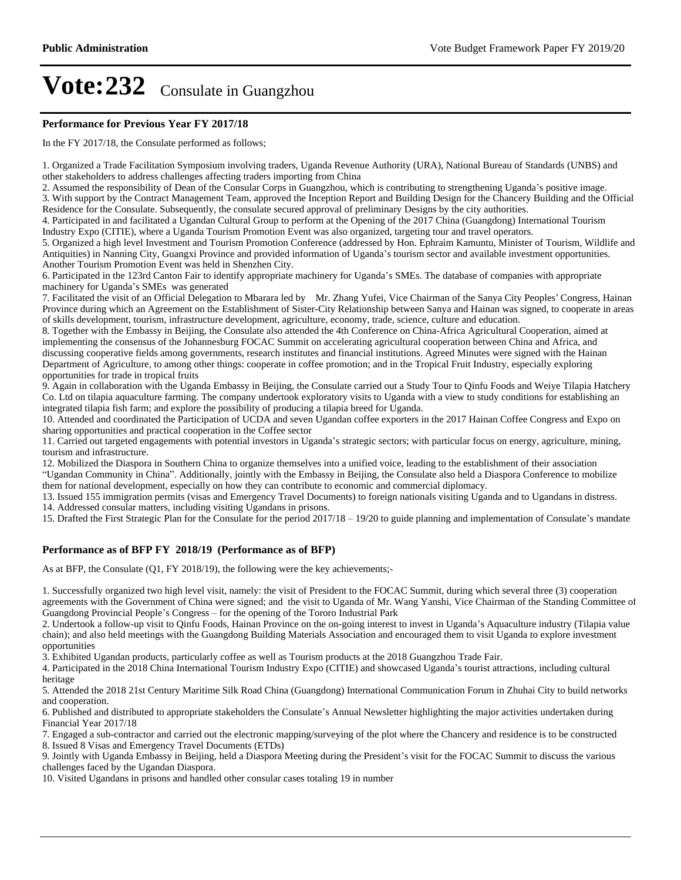# Vote:232 Consulate in Guangzhou

### Performance for Previous Year FY 2017/18

In the FY 2017/18, the Consulate performed as follows;

1. Organized a Trade Facilitation Symposium involving traders, Uganda Revenue Authority (URA), National Bureau of Standards (UNBS) and other stakeholders to address challenges affecting traders importing from China
2. Assumed the responsibility of Dean of the Consular Corps in Guangzhou, which is contributing to strengthening Uganda's positive image.
3. With support by the Contract Management Team, approved the Inception Report and Building Design for the Chancery Building and the Official Residence for the Consulate. Subsequently, the consulate secured approval of preliminary Designs by the city authorities.
4. Participated in and facilitated a Ugandan Cultural Group to perform at the Opening of the 2017 China (Guangdong) International Tourism Industry Expo (CITIE), where a Uganda Tourism Promotion Event was also organized, targeting tour and travel operators.
5. Organized a high level Investment and Tourism Promotion Conference (addressed by Hon. Ephraim Kamuntu, Minister of Tourism, Wildlife and Antiquities) in Nanning City, Guangxi Province and provided information of Uganda's tourism sector and available investment opportunities. Another Tourism Promotion Event was held in Shenzhen City.
6. Participated in the 123rd Canton Fair to identify appropriate machinery for Uganda's SMEs. The database of companies with appropriate machinery for Uganda's SMEs was generated
7. Facilitated the visit of an Official Delegation to Mbarara led by Mr. Zhang Yufei, Vice Chairman of the Sanya City Peoples' Congress, Hainan Province during which an Agreement on the Establishment of Sister-City Relationship between Sanya and Hainan was signed, to cooperate in areas of skills development, tourism, infrastructure development, agriculture, economy, trade, science, culture and education.
8. Together with the Embassy in Beijing, the Consulate also attended the 4th Conference on China-Africa Agricultural Cooperation, aimed at implementing the consensus of the Johannesburg FOCAC Summit on accelerating agricultural cooperation between China and Africa, and discussing cooperative fields among governments, research institutes and financial institutions. Agreed Minutes were signed with the Hainan Department of Agriculture, to among other things: cooperate in coffee promotion; and in the Tropical Fruit Industry, especially exploring opportunities for trade in tropical fruits
9. Again in collaboration with the Uganda Embassy in Beijing, the Consulate carried out a Study Tour to Qinfu Foods and Weiye Tilapia Hatchery Co. Ltd on tilapia aquaculture farming. The company undertook exploratory visits to Uganda with a view to study conditions for establishing an integrated tilapia fish farm; and explore the possibility of producing a tilapia breed for Uganda.
10. Attended and coordinated the Participation of UCDA and seven Ugandan coffee exporters in the 2017 Hainan Coffee Congress and Expo on sharing opportunities and practical cooperation in the Coffee sector
11. Carried out targeted engagements with potential investors in Uganda's strategic sectors; with particular focus on energy, agriculture, mining, tourism and infrastructure.
12. Mobilized the Diaspora in Southern China to organize themselves into a unified voice, leading to the establishment of their association "Ugandan Community in China". Additionally, jointly with the Embassy in Beijing, the Consulate also held a Diaspora Conference to mobilize them for national development, especially on how they can contribute to economic and commercial diplomacy.
13. Issued 155 immigration permits (visas and Emergency Travel Documents) to foreign nationals visiting Uganda and to Ugandans in distress.
14. Addressed consular matters, including visiting Ugandans in prisons.
15. Drafted the First Strategic Plan for the Consulate for the period 2017/18 – 19/20 to guide planning and implementation of Consulate's mandate

### Performance as of BFP FY 2018/19 (Performance as of BFP)

As at BFP, the Consulate (Q1, FY 2018/19), the following were the key achievements;-

1. Successfully organized two high level visit, namely: the visit of President to the FOCAC Summit, during which several three (3) cooperation agreements with the Government of China were signed; and the visit to Uganda of Mr. Wang Yanshi, Vice Chairman of the Standing Committee of Guangdong Provincial People's Congress – for the opening of the Tororo Industrial Park
2. Undertook a follow-up visit to Qinfu Foods, Hainan Province on the on-going interest to invest in Uganda's Aquaculture industry (Tilapia value chain); and also held meetings with the Guangdong Building Materials Association and encouraged them to visit Uganda to explore investment opportunities
3. Exhibited Ugandan products, particularly coffee as well as Tourism products at the 2018 Guangzhou Trade Fair.
4. Participated in the 2018 China International Tourism Industry Expo (CITIE) and showcased Uganda's tourist attractions, including cultural heritage
5. Attended the 2018 21st Century Maritime Silk Road China (Guangdong) International Communication Forum in Zhuhai City to build networks and cooperation.
6. Published and distributed to appropriate stakeholders the Consulate's Annual Newsletter highlighting the major activities undertaken during Financial Year 2017/18
7. Engaged a sub-contractor and carried out the electronic mapping/surveying of the plot where the Chancery and residence is to be constructed
8. Issued 8 Visas and Emergency Travel Documents (ETDs)
9. Jointly with Uganda Embassy in Beijing, held a Diaspora Meeting during the President's visit for the FOCAC Summit to discuss the various challenges faced by the Ugandan Diaspora.
10. Visited Ugandans in prisons and handled other consular cases totaling 19 in number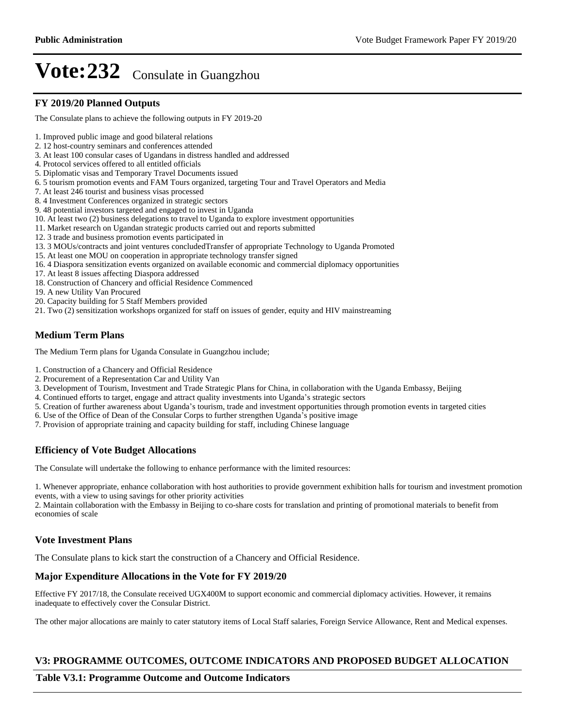# Vote:232 Consulate in Guangzhou

## FY 2019/20 Planned Outputs

The Consulate plans to achieve the following outputs in FY 2019-20

1. Improved public image and good bilateral relations
2. 12 host-country seminars and conferences attended
3. At least 100 consular cases of Ugandans in distress handled and addressed
4. Protocol services offered to all entitled officials
5. Diplomatic visas and Temporary Travel Documents issued
6. 5 tourism promotion events and FAM Tours organized, targeting Tour and Travel Operators and Media
7. At least 246 tourist and business visas processed
8. 4 Investment Conferences organized in strategic sectors
9. 48 potential investors targeted and engaged to invest in Uganda
10. At least two (2) business delegations to travel to Uganda to explore investment opportunities
11. Market research on Ugandan strategic products carried out and reports submitted
12. 3 trade and business promotion events participated in
13. 3 MOUs/contracts and joint ventures concludedTransfer of appropriate Technology to Uganda Promoted
15. At least one MOU on cooperation in appropriate technology transfer signed
16. 4 Diaspora sensitization events organized on available economic and commercial diplomacy opportunities
17. At least 8 issues affecting Diaspora addressed
18. Construction of Chancery and official Residence Commenced
19. A new Utility Van Procured
20. Capacity building for 5 Staff Members provided
21. Two (2) sensitization workshops organized for staff on issues of gender, equity and HIV mainstreaming

## Medium Term Plans

The Medium Term plans for Uganda Consulate in Guangzhou include;

1. Construction of a Chancery and Official Residence
2. Procurement of a Representation Car and Utility Van
3. Development of Tourism, Investment and Trade Strategic Plans for China, in collaboration with the Uganda Embassy, Beijing
4. Continued efforts to target, engage and attract quality investments into Uganda's strategic sectors
5. Creation of further awareness about Uganda's tourism, trade and investment opportunities through promotion events in targeted cities
6. Use of the Office of Dean of the Consular Corps to further strengthen Uganda's positive image
7. Provision of appropriate training and capacity building for staff, including Chinese language

## Efficiency of Vote Budget Allocations

The Consulate will undertake the following to enhance performance with the limited resources:

1. Whenever appropriate, enhance collaboration with host authorities to provide government exhibition halls for tourism and investment promotion events, with a view to using savings for other priority activities
2. Maintain collaboration with the Embassy in Beijing to co-share costs for translation and printing of promotional materials to benefit from economies of scale

## Vote Investment Plans

The Consulate plans to kick start the construction of a Chancery and Official Residence.

## Major Expenditure Allocations in the Vote for FY 2019/20

Effective FY 2017/18, the Consulate received UGX400M to support economic and commercial diplomacy activities. However, it remains inadequate to effectively cover the Consular District.

The other major allocations are mainly to cater statutory items of Local Staff salaries, Foreign Service Allowance, Rent and Medical expenses.

## V3: PROGRAMME OUTCOMES, OUTCOME INDICATORS AND PROPOSED BUDGET ALLOCATION

### Table V3.1: Programme Outcome and Outcome Indicators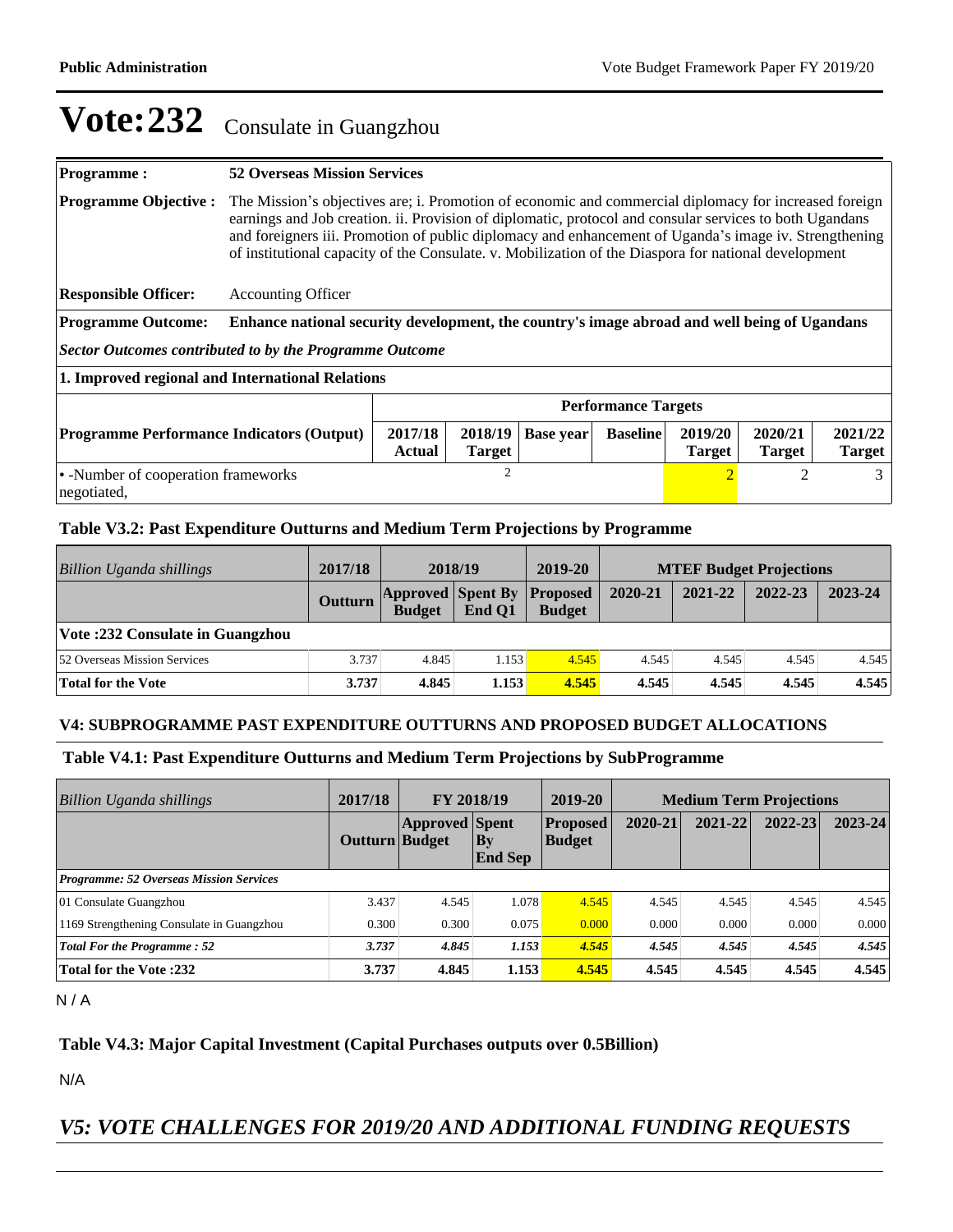# Vote:232 Consulate in Guangzhou

| **Programme :** | **52 Overseas Mission Services** |
|---|---|
| **Programme Objective :** | The Mission's objectives are; i. Promotion of economic and commercial diplomacy for increased foreign earnings and Job creation. ii. Provision of diplomatic, protocol and consular services to both Ugandans and foreigners iii. Promotion of public diplomacy and enhancement of Uganda's image iv. Strengthening of institutional capacity of the Consulate. v. Mobilization of the Diaspora for national development |
| **Responsible Officer:** | Accounting Officer |
| **Programme Outcome:** | **Enhance national security development, the country's image abroad and well being of Ugandans** |

***Sector Outcomes contributed to by the Programme Outcome***

**1. Improved regional and International Relations**

| | **Performance Targets** | | | | | | |
|---|---|---|---|---|---|---|---|
| **Programme Performance Indicators (Output)** | **2017/18 Actual** | **2018/19 Target** | **Base year** | **Baseline** | **2019/20 Target** | **2020/21 Target** | **2021/22 Target** |
| • -Number of cooperation frameworks negotiated, | | 2 | | | 2 | 2 | 3 |

### Table V3.2: Past Expenditure Outturns and Medium Term Projections by Programme

| *Billion Uganda shillings* | **2017/18** | **2018/19** | | **2019-20** | **MTEF Budget Projections** | | | |
|---|---|---|---|---|---|---|---|---|
| | **Outturn** | **Approved Budget** | **Spent By End Q1** | **Proposed Budget** | **2020-21** | **2021-22** | **2022-23** | **2023-24** |
| **Vote :232 Consulate in Guangzhou** | | | | | | | | |
| 52 Overseas Mission Services | 3.737 | 4.845 | 1.153 | 4.545 | 4.545 | 4.545 | 4.545 | 4.545 |
| **Total for the Vote** | **3.737** | **4.845** | **1.153** | **4.545** | **4.545** | **4.545** | **4.545** | **4.545** |

### V4: SUBPROGRAMME PAST EXPENDITURE OUTTURNS AND PROPOSED BUDGET ALLOCATIONS

### Table V4.1: Past Expenditure Outturns and Medium Term Projections by SubProgramme

| *Billion Uganda shillings* | **2017/18** | **FY 2018/19** | | **2019-20** | **Medium Term Projections** | | | |
|---|---|---|---|---|---|---|---|---|
| | **Outturn** | **Approved Budget** | **Spent By End Sep** | **Proposed Budget** | **2020-21** | **2021-22** | **2022-23** | **2023-24** |
| ***Programme: 52 Overseas Mission Services*** | | | | | | | | |
| 01 Consulate Guangzhou | 3.437 | 4.545 | 1.078 | 4.545 | 4.545 | 4.545 | 4.545 | 4.545 |
| 1169 Strengthening Consulate in Guangzhou | 0.300 | 0.300 | 0.075 | 0.000 | 0.000 | 0.000 | 0.000 | 0.000 |
| ***Total For the Programme : 52*** | ***3.737*** | ***4.845*** | ***1.153*** | ***4.545*** | ***4.545*** | ***4.545*** | ***4.545*** | ***4.545*** |
| **Total for the Vote :232** | **3.737** | **4.845** | **1.153** | **4.545** | **4.545** | **4.545** | **4.545** | **4.545** |

N / A

### Table V4.3: Major Capital Investment (Capital Purchases outputs over 0.5Billion)

N/A

## *V5: VOTE CHALLENGES FOR 2019/20 AND ADDITIONAL FUNDING REQUESTS*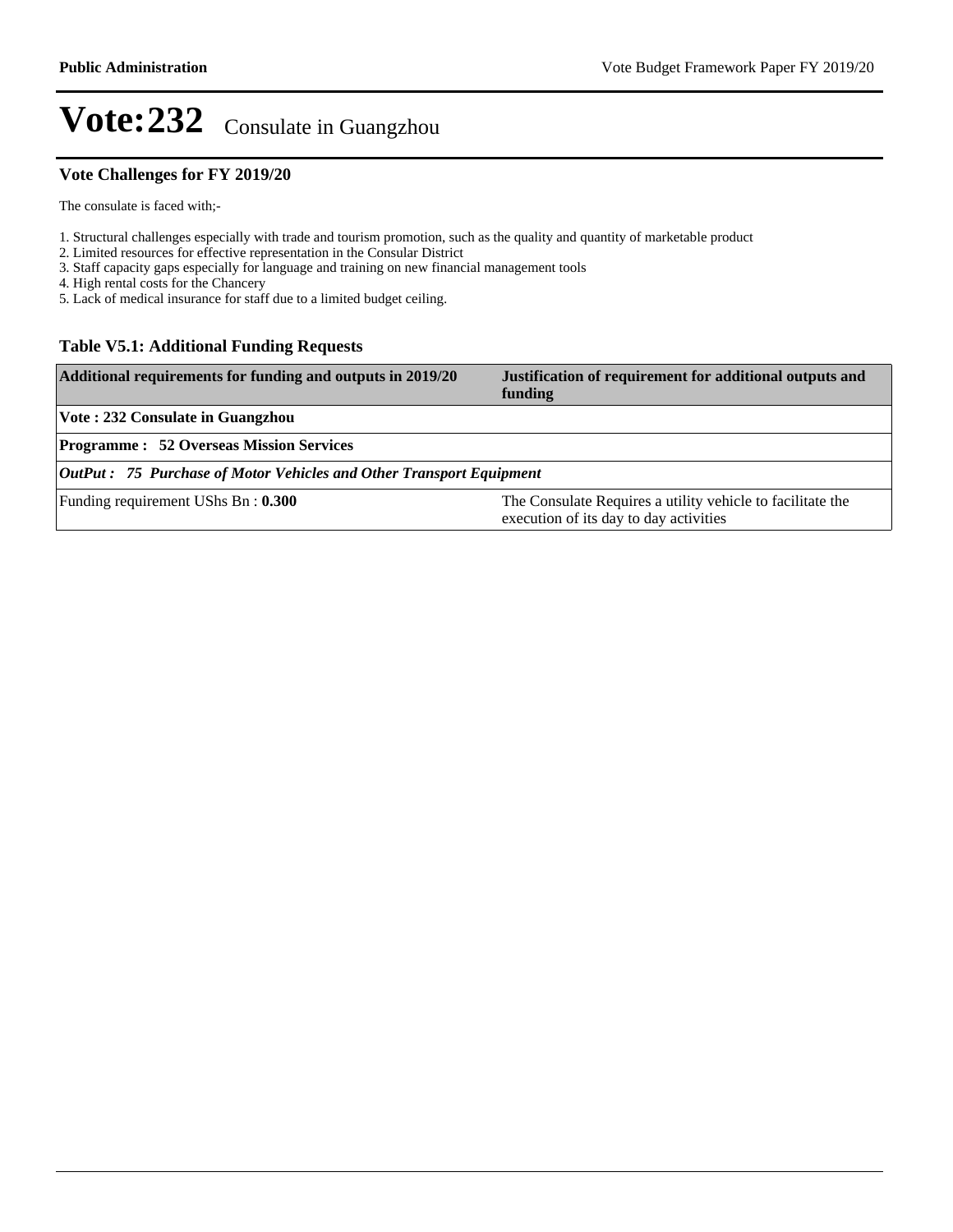# Vote:232 Consulate in Guangzhou

### Vote Challenges for FY 2019/20

The consulate is faced with;-

1. Structural challenges especially with trade and tourism promotion, such as the quality and quantity of marketable product
2. Limited resources for effective representation in the Consular District
3. Staff capacity gaps especially for language and training on new financial management tools
4. High rental costs for the Chancery
5. Lack of medical insurance for staff due to a limited budget ceiling.

### Table V5.1: Additional Funding Requests

| Additional requirements for funding and outputs in 2019/20 | Justification of requirement for additional outputs and funding |
|---|---|
| **Vote : 232 Consulate in Guangzhou** | |
| **Programme : 52 Overseas Mission Services** | |
| ***OutPut : 75 Purchase of Motor Vehicles and Other Transport Equipment*** | |
| Funding requirement UShs Bn : **0.300** | The Consulate Requires a utility vehicle to facilitate the execution of its day to day activities |